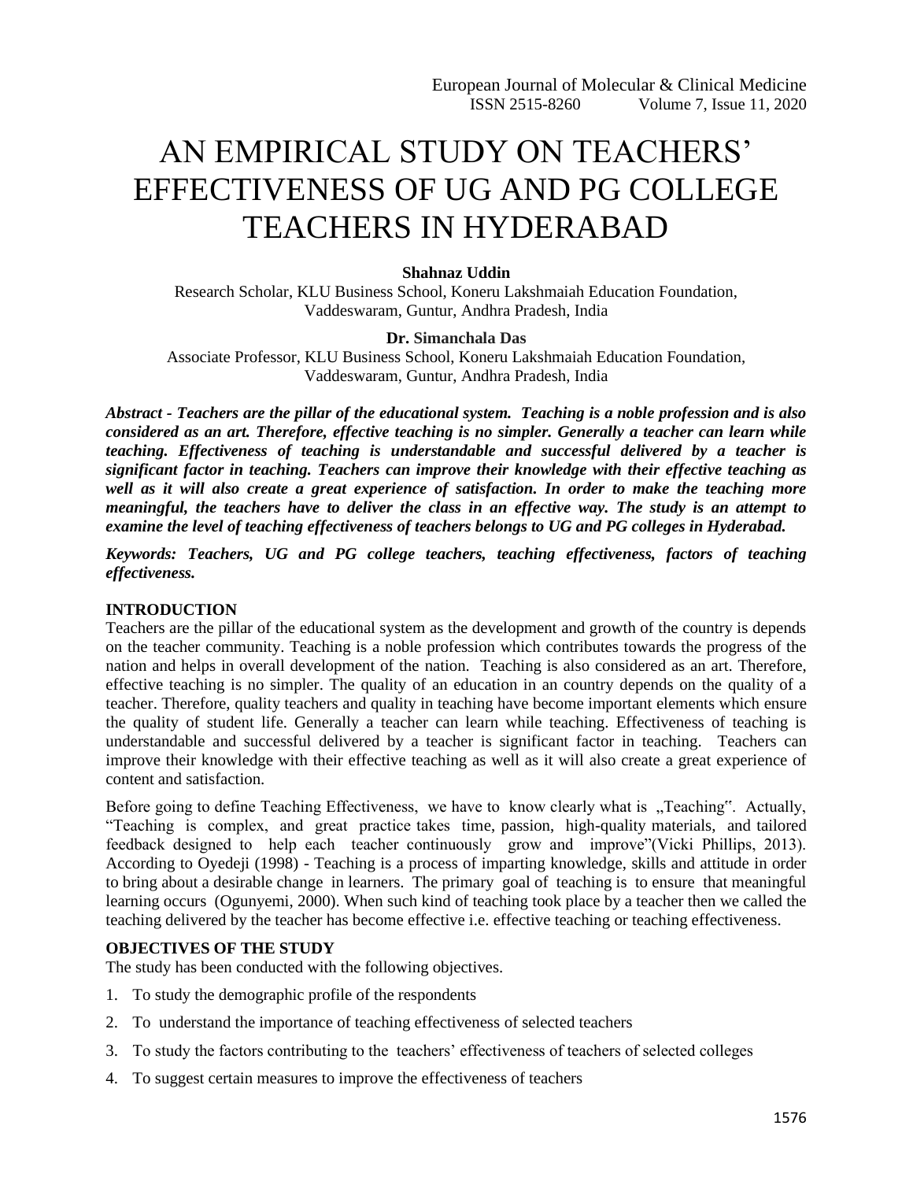# AN EMPIRICAL STUDY ON TEACHERS' EFFECTIVENESS OF UG AND PG COLLEGE TEACHERS IN HYDERABAD

**Shahnaz Uddin**

Research Scholar, KLU Business School, Koneru Lakshmaiah Education Foundation, Vaddeswaram, Guntur, Andhra Pradesh, India

**Dr. Simanchala Das**

Associate Professor, KLU Business School, Koneru Lakshmaiah Education Foundation, Vaddeswaram, Guntur, Andhra Pradesh, India

***Abstract - Teachers are the pillar of the educational system. Teaching is a noble profession and is also considered as an art. Therefore, effective teaching is no simpler. Generally a teacher can learn while teaching. Effectiveness of teaching is understandable and successful delivered by a teacher is significant factor in teaching. Teachers can improve their knowledge with their effective teaching as well as it will also create a great experience of satisfaction. In order to make the teaching more meaningful, the teachers have to deliver the class in an effective way. The study is an attempt to examine the level of teaching effectiveness of teachers belongs to UG and PG colleges in Hyderabad.***

***Keywords: Teachers, UG and PG college teachers, teaching effectiveness, factors of teaching effectiveness.***

## INTRODUCTION

Teachers are the pillar of the educational system as the development and growth of the country is depends on the teacher community. Teaching is a noble profession which contributes towards the progress of the nation and helps in overall development of the nation. Teaching is also considered as an art. Therefore, effective teaching is no simpler. The quality of an education in an country depends on the quality of a teacher. Therefore, quality teachers and quality in teaching have become important elements which ensure the quality of student life. Generally a teacher can learn while teaching. Effectiveness of teaching is understandable and successful delivered by a teacher is significant factor in teaching. Teachers can improve their knowledge with their effective teaching as well as it will also create a great experience of content and satisfaction.

Before going to define Teaching Effectiveness, we have to know clearly what is „Teaching". Actually, "Teaching is complex, and great practice takes time, passion, high-quality materials, and tailored feedback designed to help each teacher continuously grow and improve"(Vicki Phillips, 2013). According to Oyedeji (1998) - Teaching is a process of imparting knowledge, skills and attitude in order to bring about a desirable change in learners. The primary goal of teaching is to ensure that meaningful learning occurs (Ogunyemi, 2000). When such kind of teaching took place by a teacher then we called the teaching delivered by the teacher has become effective i.e. effective teaching or teaching effectiveness.

## OBJECTIVES OF THE STUDY

The study has been conducted with the following objectives.

1. To study the demographic profile of the respondents
2. To understand the importance of teaching effectiveness of selected teachers
3. To study the factors contributing to the teachers' effectiveness of teachers of selected colleges
4. To suggest certain measures to improve the effectiveness of teachers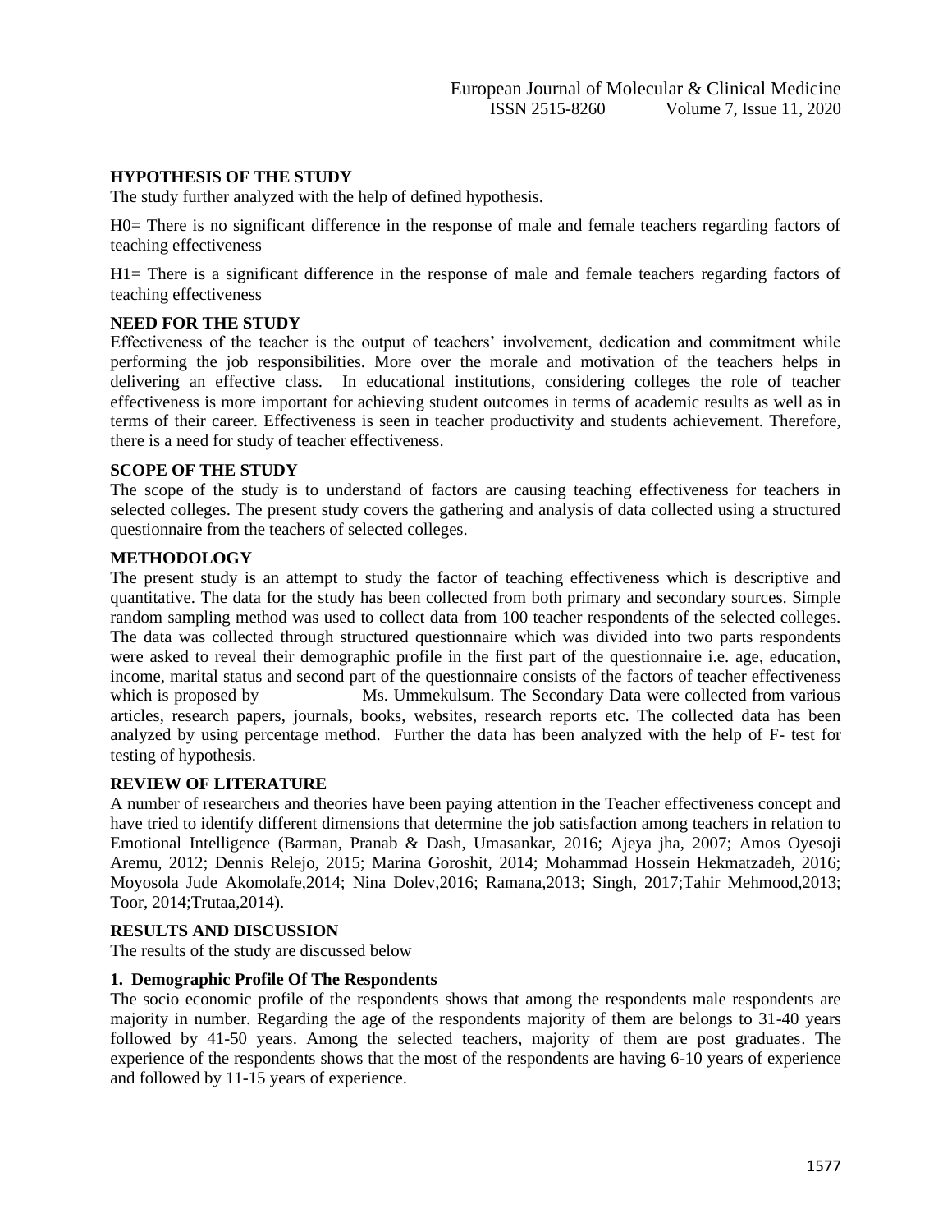## HYPOTHESIS OF THE STUDY

The study further analyzed with the help of defined hypothesis.

H0= There is no significant difference in the response of male and female teachers regarding factors of teaching effectiveness

H1= There is a significant difference in the response of male and female teachers regarding factors of teaching effectiveness

## NEED FOR THE STUDY

Effectiveness of the teacher is the output of teachers' involvement, dedication and commitment while performing the job responsibilities. More over the morale and motivation of the teachers helps in delivering an effective class. In educational institutions, considering colleges the role of teacher effectiveness is more important for achieving student outcomes in terms of academic results as well as in terms of their career. Effectiveness is seen in teacher productivity and students achievement. Therefore, there is a need for study of teacher effectiveness.

## SCOPE OF THE STUDY

The scope of the study is to understand of factors are causing teaching effectiveness for teachers in selected colleges. The present study covers the gathering and analysis of data collected using a structured questionnaire from the teachers of selected colleges.

## METHODOLOGY

The present study is an attempt to study the factor of teaching effectiveness which is descriptive and quantitative. The data for the study has been collected from both primary and secondary sources. Simple random sampling method was used to collect data from 100 teacher respondents of the selected colleges. The data was collected through structured questionnaire which was divided into two parts respondents were asked to reveal their demographic profile in the first part of the questionnaire i.e. age, education, income, marital status and second part of the questionnaire consists of the factors of teacher effectiveness which is proposed by Ms. Ummekulsum. The Secondary Data were collected from various articles, research papers, journals, books, websites, research reports etc. The collected data has been analyzed by using percentage method. Further the data has been analyzed with the help of F- test for testing of hypothesis.

## REVIEW OF LITERATURE

A number of researchers and theories have been paying attention in the Teacher effectiveness concept and have tried to identify different dimensions that determine the job satisfaction among teachers in relation to Emotional Intelligence (Barman, Pranab & Dash, Umasankar, 2016; Ajeya jha, 2007; Amos Oyesoji Aremu, 2012; Dennis Relejo, 2015; Marina Goroshit, 2014; Mohammad Hossein Hekmatzadeh, 2016; Moyosola Jude Akomolafe,2014; Nina Dolev,2016; Ramana,2013; Singh, 2017;Tahir Mehmood,2013; Toor, 2014;Trutaa,2014).

## RESULTS AND DISCUSSION

The results of the study are discussed below

### 1. Demographic Profile Of The Respondents

The socio economic profile of the respondents shows that among the respondents male respondents are majority in number. Regarding the age of the respondents majority of them are belongs to 31-40 years followed by 41-50 years. Among the selected teachers, majority of them are post graduates. The experience of the respondents shows that the most of the respondents are having 6-10 years of experience and followed by 11-15 years of experience.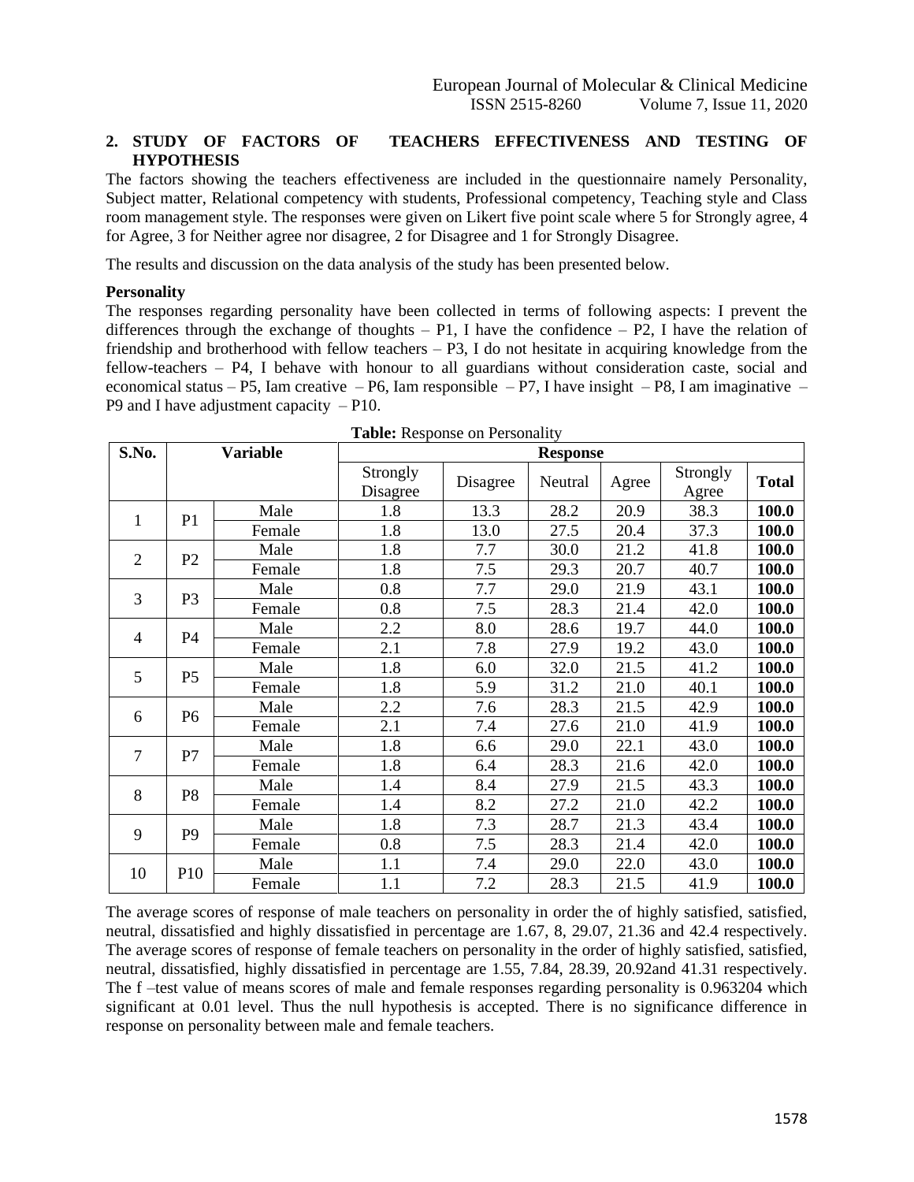## 2. STUDY OF FACTORS OF TEACHERS EFFECTIVENESS AND TESTING OF HYPOTHESIS

The factors showing the teachers effectiveness are included in the questionnaire namely Personality, Subject matter, Relational competency with students, Professional competency, Teaching style and Class room management style. The responses were given on Likert five point scale where 5 for Strongly agree, 4 for Agree, 3 for Neither agree nor disagree, 2 for Disagree and 1 for Strongly Disagree.

The results and discussion on the data analysis of the study has been presented below.

**Personality**

The responses regarding personality have been collected in terms of following aspects: I prevent the differences through the exchange of thoughts – P1, I have the confidence – P2, I have the relation of friendship and brotherhood with fellow teachers – P3, I do not hesitate in acquiring knowledge from the fellow-teachers – P4, I behave with honour to all guardians without consideration caste, social and economical status – P5, Iam creative – P6, Iam responsible – P7, I have insight – P8, I am imaginative – P9 and I have adjustment capacity – P10.

**Table:** Response on Personality

| S.No. | Variable | | Response | | | | | |
|---|---|---|---|---|---|---|---|---|
| | | | Strongly Disagree | Disagree | Neutral | Agree | Strongly Agree | Total |
| 1 | P1 | Male | 1.8 | 13.3 | 28.2 | 20.9 | 38.3 | **100.0** |
| | | Female | 1.8 | 13.0 | 27.5 | 20.4 | 37.3 | **100.0** |
| 2 | P2 | Male | 1.8 | 7.7 | 30.0 | 21.2 | 41.8 | **100.0** |
| | | Female | 1.8 | 7.5 | 29.3 | 20.7 | 40.7 | **100.0** |
| 3 | P3 | Male | 0.8 | 7.7 | 29.0 | 21.9 | 43.1 | **100.0** |
| | | Female | 0.8 | 7.5 | 28.3 | 21.4 | 42.0 | **100.0** |
| 4 | P4 | Male | 2.2 | 8.0 | 28.6 | 19.7 | 44.0 | **100.0** |
| | | Female | 2.1 | 7.8 | 27.9 | 19.2 | 43.0 | **100.0** |
| 5 | P5 | Male | 1.8 | 6.0 | 32.0 | 21.5 | 41.2 | **100.0** |
| | | Female | 1.8 | 5.9 | 31.2 | 21.0 | 40.1 | **100.0** |
| 6 | P6 | Male | 2.2 | 7.6 | 28.3 | 21.5 | 42.9 | **100.0** |
| | | Female | 2.1 | 7.4 | 27.6 | 21.0 | 41.9 | **100.0** |
| 7 | P7 | Male | 1.8 | 6.6 | 29.0 | 22.1 | 43.0 | **100.0** |
| | | Female | 1.8 | 6.4 | 28.3 | 21.6 | 42.0 | **100.0** |
| 8 | P8 | Male | 1.4 | 8.4 | 27.9 | 21.5 | 43.3 | **100.0** |
| | | Female | 1.4 | 8.2 | 27.2 | 21.0 | 42.2 | **100.0** |
| 9 | P9 | Male | 1.8 | 7.3 | 28.7 | 21.3 | 43.4 | **100.0** |
| | | Female | 0.8 | 7.5 | 28.3 | 21.4 | 42.0 | **100.0** |
| 10 | P10 | Male | 1.1 | 7.4 | 29.0 | 22.0 | 43.0 | **100.0** |
| | | Female | 1.1 | 7.2 | 28.3 | 21.5 | 41.9 | **100.0** |

The average scores of response of male teachers on personality in order the of highly satisfied, satisfied, neutral, dissatisfied and highly dissatisfied in percentage are 1.67, 8, 29.07, 21.36 and 42.4 respectively. The average scores of response of female teachers on personality in the order of highly satisfied, satisfied, neutral, dissatisfied, highly dissatisfied in percentage are 1.55, 7.84, 28.39, 20.92and 41.31 respectively. The f –test value of means scores of male and female responses regarding personality is 0.963204 which significant at 0.01 level. Thus the null hypothesis is accepted. There is no significance difference in response on personality between male and female teachers.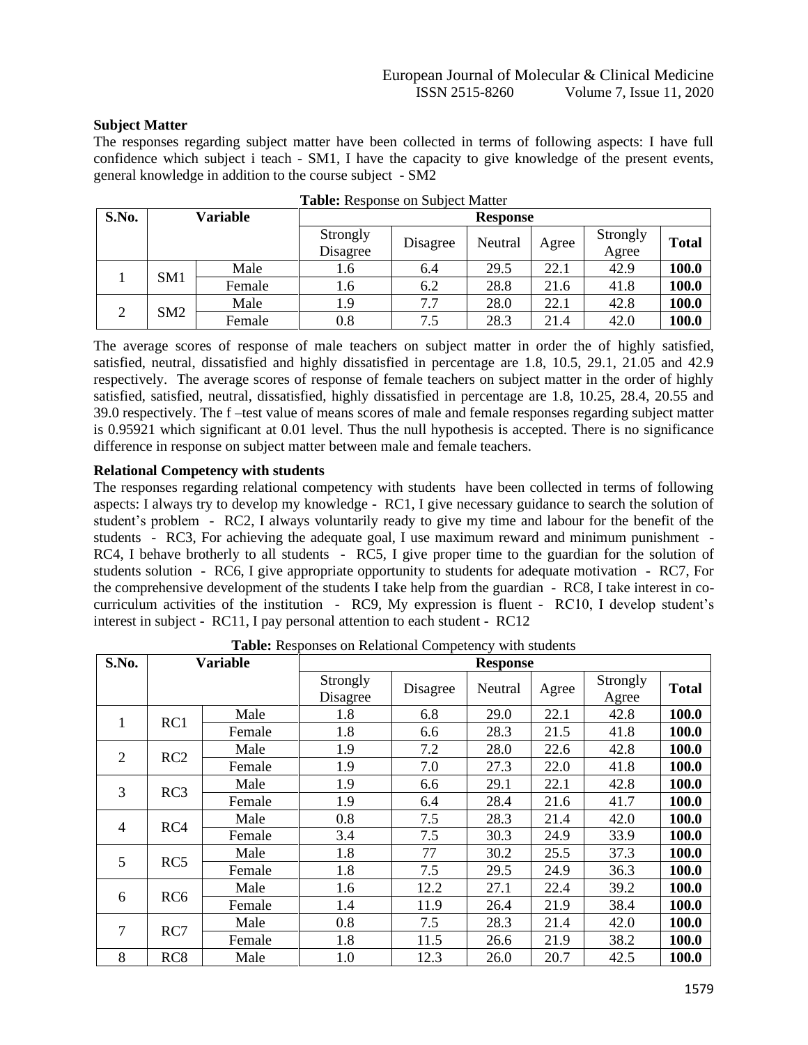### Subject Matter

The responses regarding subject matter have been collected in terms of following aspects: I have full confidence which subject i teach - SM1, I have the capacity to give knowledge of the present events, general knowledge in addition to the course subject - SM2

**Table:** Response on Subject Matter

| S.No. | Variable | | Response | | | | | |
|---|---|---|---|---|---|---|---|---|
| | | | Strongly Disagree | Disagree | Neutral | Agree | Strongly Agree | Total |
| 1 | SM1 | Male | 1.6 | 6.4 | 29.5 | 22.1 | 42.9 | **100.0** |
| | | Female | 1.6 | 6.2 | 28.8 | 21.6 | 41.8 | **100.0** |
| 2 | SM2 | Male | 1.9 | 7.7 | 28.0 | 22.1 | 42.8 | **100.0** |
| | | Female | 0.8 | 7.5 | 28.3 | 21.4 | 42.0 | **100.0** |

The average scores of response of male teachers on subject matter in order the of highly satisfied, satisfied, neutral, dissatisfied and highly dissatisfied in percentage are 1.8, 10.5, 29.1, 21.05 and 42.9 respectively. The average scores of response of female teachers on subject matter in the order of highly satisfied, satisfied, neutral, dissatisfied, highly dissatisfied in percentage are 1.8, 10.25, 28.4, 20.55 and 39.0 respectively. The f –test value of means scores of male and female responses regarding subject matter is 0.95921 which significant at 0.01 level. Thus the null hypothesis is accepted. There is no significance difference in response on subject matter between male and female teachers.

### Relational Competency with students

The responses regarding relational competency with students have been collected in terms of following aspects: I always try to develop my knowledge - RC1, I give necessary guidance to search the solution of student's problem - RC2, I always voluntarily ready to give my time and labour for the benefit of the students - RC3, For achieving the adequate goal, I use maximum reward and minimum punishment - RC4, I behave brotherly to all students - RC5, I give proper time to the guardian for the solution of students solution - RC6, I give appropriate opportunity to students for adequate motivation - RC7, For the comprehensive development of the students I take help from the guardian - RC8, I take interest in co-curriculum activities of the institution - RC9, My expression is fluent - RC10, I develop student's interest in subject - RC11, I pay personal attention to each student - RC12

**Table:** Responses on Relational Competency with students

| S.No. | Variable | | Response | | | | | |
|---|---|---|---|---|---|---|---|---|
| | | | Strongly Disagree | Disagree | Neutral | Agree | Strongly Agree | Total |
| 1 | RC1 | Male | 1.8 | 6.8 | 29.0 | 22.1 | 42.8 | **100.0** |
| | | Female | 1.8 | 6.6 | 28.3 | 21.5 | 41.8 | **100.0** |
| 2 | RC2 | Male | 1.9 | 7.2 | 28.0 | 22.6 | 42.8 | **100.0** |
| | | Female | 1.9 | 7.0 | 27.3 | 22.0 | 41.8 | **100.0** |
| 3 | RC3 | Male | 1.9 | 6.6 | 29.1 | 22.1 | 42.8 | **100.0** |
| | | Female | 1.9 | 6.4 | 28.4 | 21.6 | 41.7 | **100.0** |
| 4 | RC4 | Male | 0.8 | 7.5 | 28.3 | 21.4 | 42.0 | **100.0** |
| | | Female | 3.4 | 7.5 | 30.3 | 24.9 | 33.9 | **100.0** |
| 5 | RC5 | Male | 1.8 | 77 | 30.2 | 25.5 | 37.3 | **100.0** |
| | | Female | 1.8 | 7.5 | 29.5 | 24.9 | 36.3 | **100.0** |
| 6 | RC6 | Male | 1.6 | 12.2 | 27.1 | 22.4 | 39.2 | **100.0** |
| | | Female | 1.4 | 11.9 | 26.4 | 21.9 | 38.4 | **100.0** |
| 7 | RC7 | Male | 0.8 | 7.5 | 28.3 | 21.4 | 42.0 | **100.0** |
| | | Female | 1.8 | 11.5 | 26.6 | 21.9 | 38.2 | **100.0** |
| 8 | RC8 | Male | 1.0 | 12.3 | 26.0 | 20.7 | 42.5 | **100.0** |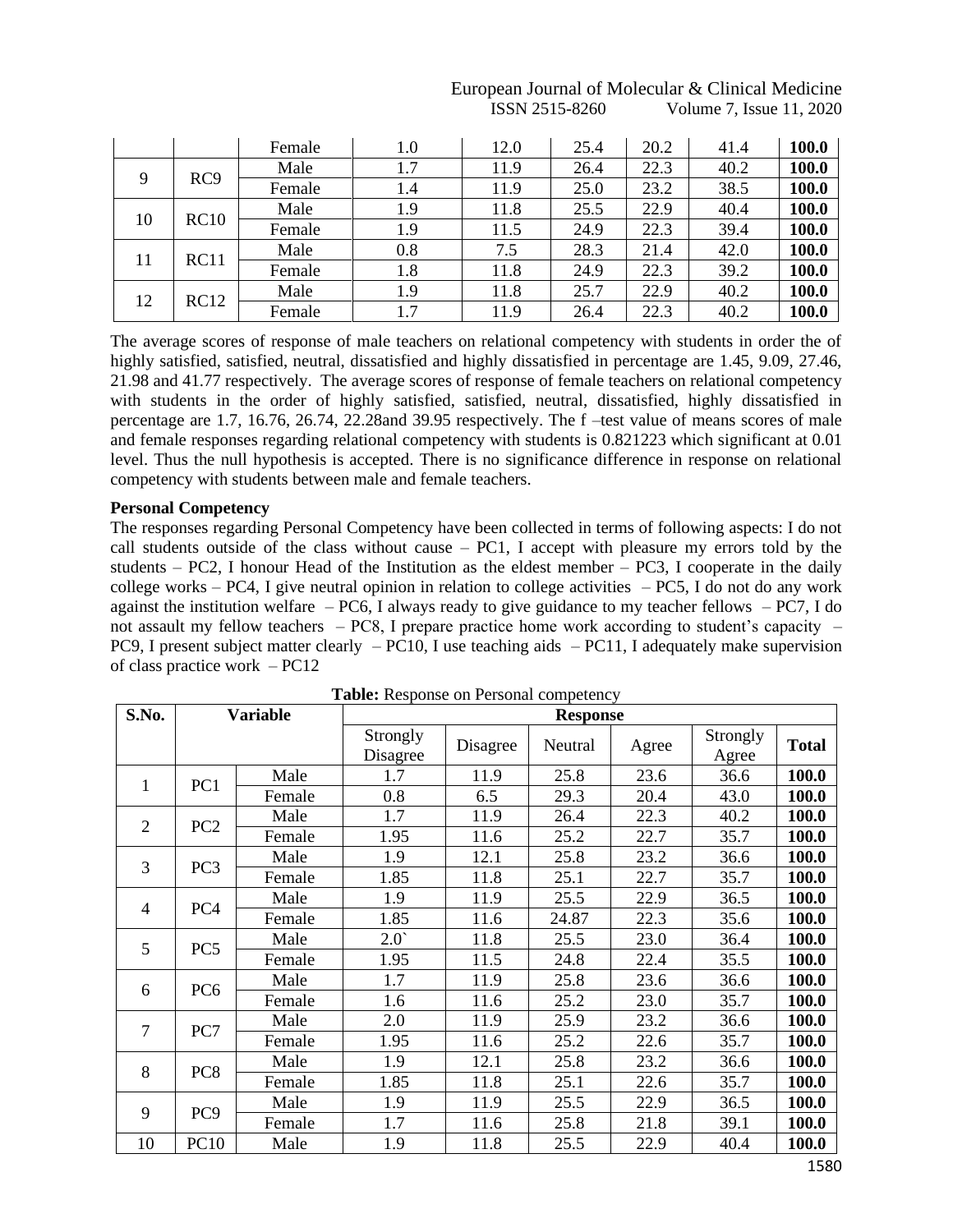| | | Female | 1.0 | 12.0 | 25.4 | 20.2 | 41.4 | **100.0** |
|---|---|---|---|---|---|---|---|---|
| 9 | RC9 | Male | 1.7 | 11.9 | 26.4 | 22.3 | 40.2 | **100.0** |
| | | Female | 1.4 | 11.9 | 25.0 | 23.2 | 38.5 | **100.0** |
| 10 | RC10 | Male | 1.9 | 11.8 | 25.5 | 22.9 | 40.4 | **100.0** |
| | | Female | 1.9 | 11.5 | 24.9 | 22.3 | 39.4 | **100.0** |
| 11 | RC11 | Male | 0.8 | 7.5 | 28.3 | 21.4 | 42.0 | **100.0** |
| | | Female | 1.8 | 11.8 | 24.9 | 22.3 | 39.2 | **100.0** |
| 12 | RC12 | Male | 1.9 | 11.8 | 25.7 | 22.9 | 40.2 | **100.0** |
| | | Female | 1.7 | 11.9 | 26.4 | 22.3 | 40.2 | **100.0** |

The average scores of response of male teachers on relational competency with students in order the of highly satisfied, satisfied, neutral, dissatisfied and highly dissatisfied in percentage are 1.45, 9.09, 27.46, 21.98 and 41.77 respectively. The average scores of response of female teachers on relational competency with students in the order of highly satisfied, satisfied, neutral, dissatisfied, highly dissatisfied in percentage are 1.7, 16.76, 26.74, 22.28and 39.95 respectively. The f –test value of means scores of male and female responses regarding relational competency with students is 0.821223 which significant at 0.01 level. Thus the null hypothesis is accepted. There is no significance difference in response on relational competency with students between male and female teachers.

**Personal Competency**

The responses regarding Personal Competency have been collected in terms of following aspects: I do not call students outside of the class without cause – PC1, I accept with pleasure my errors told by the students – PC2, I honour Head of the Institution as the eldest member – PC3, I cooperate in the daily college works – PC4, I give neutral opinion in relation to college activities – PC5, I do not do any work against the institution welfare – PC6, I always ready to give guidance to my teacher fellows – PC7, I do not assault my fellow teachers – PC8, I prepare practice home work according to student's capacity – PC9, I present subject matter clearly – PC10, I use teaching aids – PC11, I adequately make supervision of class practice work – PC12

**Table:** Response on Personal competency

| S.No. | Variable | | Response | | | | | |
|---|---|---|---|---|---|---|---|---|
| | | | Strongly Disagree | Disagree | Neutral | Agree | Strongly Agree | **Total** |
| 1 | PC1 | Male | 1.7 | 11.9 | 25.8 | 23.6 | 36.6 | **100.0** |
| | | Female | 0.8 | 6.5 | 29.3 | 20.4 | 43.0 | **100.0** |
| 2 | PC2 | Male | 1.7 | 11.9 | 26.4 | 22.3 | 40.2 | **100.0** |
| | | Female | 1.95 | 11.6 | 25.2 | 22.7 | 35.7 | **100.0** |
| 3 | PC3 | Male | 1.9 | 12.1 | 25.8 | 23.2 | 36.6 | **100.0** |
| | | Female | 1.85 | 11.8 | 25.1 | 22.7 | 35.7 | **100.0** |
| 4 | PC4 | Male | 1.9 | 11.9 | 25.5 | 22.9 | 36.5 | **100.0** |
| | | Female | 1.85 | 11.6 | 24.87 | 22.3 | 35.6 | **100.0** |
| 5 | PC5 | Male | 2.0` | 11.8 | 25.5 | 23.0 | 36.4 | **100.0** |
| | | Female | 1.95 | 11.5 | 24.8 | 22.4 | 35.5 | **100.0** |
| 6 | PC6 | Male | 1.7 | 11.9 | 25.8 | 23.6 | 36.6 | **100.0** |
| | | Female | 1.6 | 11.6 | 25.2 | 23.0 | 35.7 | **100.0** |
| 7 | PC7 | Male | 2.0 | 11.9 | 25.9 | 23.2 | 36.6 | **100.0** |
| | | Female | 1.95 | 11.6 | 25.2 | 22.6 | 35.7 | **100.0** |
| 8 | PC8 | Male | 1.9 | 12.1 | 25.8 | 23.2 | 36.6 | **100.0** |
| | | Female | 1.85 | 11.8 | 25.1 | 22.6 | 35.7 | **100.0** |
| 9 | PC9 | Male | 1.9 | 11.9 | 25.5 | 22.9 | 36.5 | **100.0** |
| | | Female | 1.7 | 11.6 | 25.8 | 21.8 | 39.1 | **100.0** |
| 10 | PC10 | Male | 1.9 | 11.8 | 25.5 | 22.9 | 40.4 | **100.0** |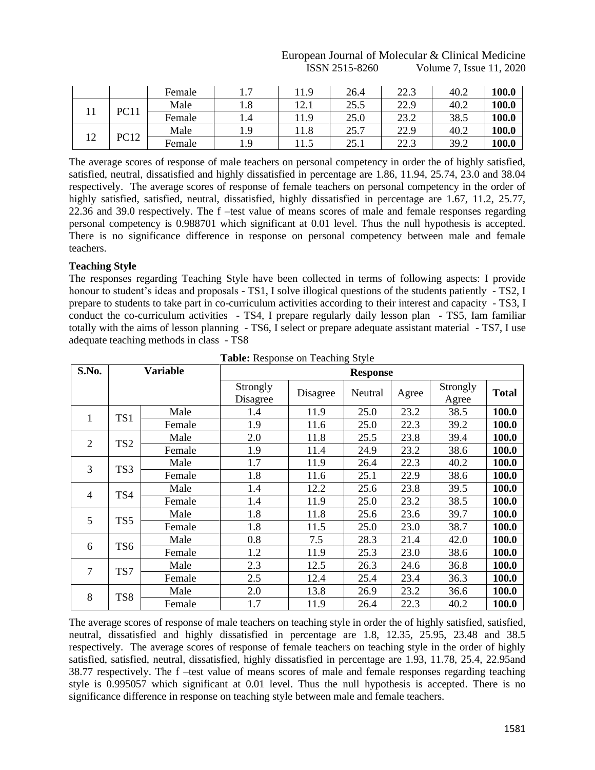| | | Female | 1.7 | 11.9 | 26.4 | 22.3 | 40.2 | **100.0** |
|---|---|---|---|---|---|---|---|---|
| 11 | PC11 | Male | 1.8 | 12.1 | 25.5 | 22.9 | 40.2 | **100.0** |
| | | Female | 1.4 | 11.9 | 25.0 | 23.2 | 38.5 | **100.0** |
| 12 | PC12 | Male | 1.9 | 11.8 | 25.7 | 22.9 | 40.2 | **100.0** |
| | | Female | 1.9 | 11.5 | 25.1 | 22.3 | 39.2 | **100.0** |

The average scores of response of male teachers on personal competency in order the of highly satisfied, satisfied, neutral, dissatisfied and highly dissatisfied in percentage are 1.86, 11.94, 25.74, 23.0 and 38.04 respectively. The average scores of response of female teachers on personal competency in the order of highly satisfied, satisfied, neutral, dissatisfied, highly dissatisfied in percentage are 1.67, 11.2, 25.77, 22.36 and 39.0 respectively. The f –test value of means scores of male and female responses regarding personal competency is 0.988701 which significant at 0.01 level. Thus the null hypothesis is accepted. There is no significance difference in response on personal competency between male and female teachers.

**Teaching Style**

The responses regarding Teaching Style have been collected in terms of following aspects: I provide honour to student's ideas and proposals - TS1, I solve illogical questions of the students patiently - TS2, I prepare to students to take part in co-curriculum activities according to their interest and capacity - TS3, I conduct the co-curriculum activities - TS4, I prepare regularly daily lesson plan - TS5, Iam familiar totally with the aims of lesson planning - TS6, I select or prepare adequate assistant material - TS7, I use adequate teaching methods in class - TS8

**Table:** Response on Teaching Style

| S.No. | Variable | | Response | | | | | |
|---|---|---|---|---|---|---|---|---|
| | | | Strongly Disagree | Disagree | Neutral | Agree | Strongly Agree | **Total** |
| 1 | TS1 | Male | 1.4 | 11.9 | 25.0 | 23.2 | 38.5 | **100.0** |
| | | Female | 1.9 | 11.6 | 25.0 | 22.3 | 39.2 | **100.0** |
| 2 | TS2 | Male | 2.0 | 11.8 | 25.5 | 23.8 | 39.4 | **100.0** |
| | | Female | 1.9 | 11.4 | 24.9 | 23.2 | 38.6 | **100.0** |
| 3 | TS3 | Male | 1.7 | 11.9 | 26.4 | 22.3 | 40.2 | **100.0** |
| | | Female | 1.8 | 11.6 | 25.1 | 22.9 | 38.6 | **100.0** |
| 4 | TS4 | Male | 1.4 | 12.2 | 25.6 | 23.8 | 39.5 | **100.0** |
| | | Female | 1.4 | 11.9 | 25.0 | 23.2 | 38.5 | **100.0** |
| 5 | TS5 | Male | 1.8 | 11.8 | 25.6 | 23.6 | 39.7 | **100.0** |
| | | Female | 1.8 | 11.5 | 25.0 | 23.0 | 38.7 | **100.0** |
| 6 | TS6 | Male | 0.8 | 7.5 | 28.3 | 21.4 | 42.0 | **100.0** |
| | | Female | 1.2 | 11.9 | 25.3 | 23.0 | 38.6 | **100.0** |
| 7 | TS7 | Male | 2.3 | 12.5 | 26.3 | 24.6 | 36.8 | **100.0** |
| | | Female | 2.5 | 12.4 | 25.4 | 23.4 | 36.3 | **100.0** |
| 8 | TS8 | Male | 2.0 | 13.8 | 26.9 | 23.2 | 36.6 | **100.0** |
| | | Female | 1.7 | 11.9 | 26.4 | 22.3 | 40.2 | **100.0** |

The average scores of response of male teachers on teaching style in order the of highly satisfied, satisfied, neutral, dissatisfied and highly dissatisfied in percentage are 1.8, 12.35, 25.95, 23.48 and 38.5 respectively. The average scores of response of female teachers on teaching style in the order of highly satisfied, satisfied, neutral, dissatisfied, highly dissatisfied in percentage are 1.93, 11.78, 25.4, 22.95and 38.77 respectively. The f –test value of means scores of male and female responses regarding teaching style is 0.995057 which significant at 0.01 level. Thus the null hypothesis is accepted. There is no significance difference in response on teaching style between male and female teachers.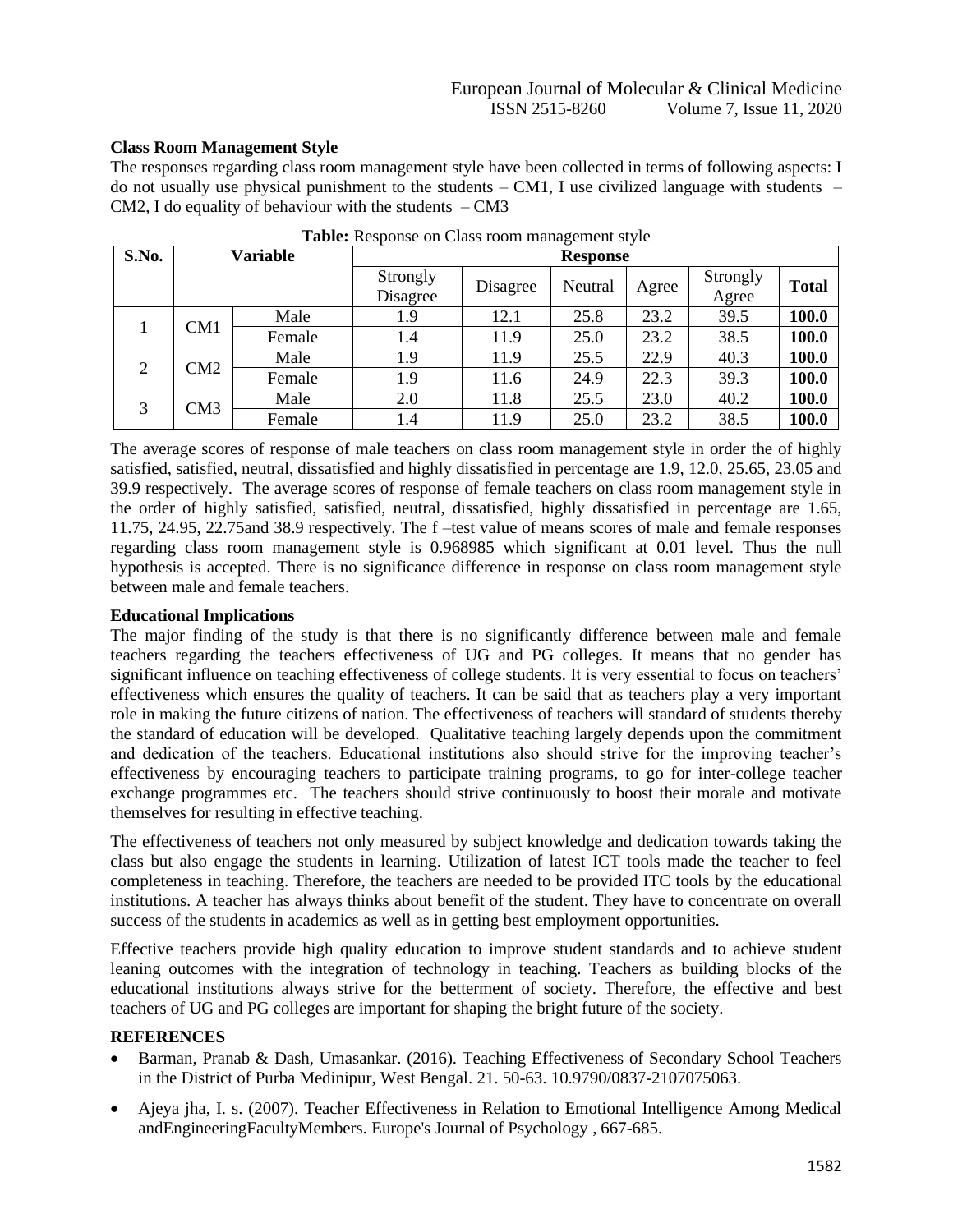**Class Room Management Style**

The responses regarding class room management style have been collected in terms of following aspects: I do not usually use physical punishment to the students – CM1, I use civilized language with students – CM2, I do equality of behaviour with the students – CM3

**Table:** Response on Class room management style

| S.No. | Variable | | Response | | | | | |
|---|---|---|---|---|---|---|---|---|
| | | | Strongly Disagree | Disagree | Neutral | Agree | Strongly Agree | Total |
| 1 | CM1 | Male | 1.9 | 12.1 | 25.8 | 23.2 | 39.5 | **100.0** |
| | | Female | 1.4 | 11.9 | 25.0 | 23.2 | 38.5 | **100.0** |
| 2 | CM2 | Male | 1.9 | 11.9 | 25.5 | 22.9 | 40.3 | **100.0** |
| | | Female | 1.9 | 11.6 | 24.9 | 22.3 | 39.3 | **100.0** |
| 3 | CM3 | Male | 2.0 | 11.8 | 25.5 | 23.0 | 40.2 | **100.0** |
| | | Female | 1.4 | 11.9 | 25.0 | 23.2 | 38.5 | **100.0** |

The average scores of response of male teachers on class room management style in order the of highly satisfied, satisfied, neutral, dissatisfied and highly dissatisfied in percentage are 1.9, 12.0, 25.65, 23.05 and 39.9 respectively. The average scores of response of female teachers on class room management style in the order of highly satisfied, satisfied, neutral, dissatisfied, highly dissatisfied in percentage are 1.65, 11.75, 24.95, 22.75and 38.9 respectively. The f –test value of means scores of male and female responses regarding class room management style is 0.968985 which significant at 0.01 level. Thus the null hypothesis is accepted. There is no significance difference in response on class room management style between male and female teachers.

**Educational Implications**

The major finding of the study is that there is no significantly difference between male and female teachers regarding the teachers effectiveness of UG and PG colleges. It means that no gender has significant influence on teaching effectiveness of college students. It is very essential to focus on teachers' effectiveness which ensures the quality of teachers. It can be said that as teachers play a very important role in making the future citizens of nation. The effectiveness of teachers will standard of students thereby the standard of education will be developed. Qualitative teaching largely depends upon the commitment and dedication of the teachers. Educational institutions also should strive for the improving teacher's effectiveness by encouraging teachers to participate training programs, to go for inter-college teacher exchange programmes etc. The teachers should strive continuously to boost their morale and motivate themselves for resulting in effective teaching.

The effectiveness of teachers not only measured by subject knowledge and dedication towards taking the class but also engage the students in learning. Utilization of latest ICT tools made the teacher to feel completeness in teaching. Therefore, the teachers are needed to be provided ITC tools by the educational institutions. A teacher has always thinks about benefit of the student. They have to concentrate on overall success of the students in academics as well as in getting best employment opportunities.

Effective teachers provide high quality education to improve student standards and to achieve student leaning outcomes with the integration of technology in teaching. Teachers as building blocks of the educational institutions always strive for the betterment of society. Therefore, the effective and best teachers of UG and PG colleges are important for shaping the bright future of the society.

**REFERENCES**

- Barman, Pranab & Dash, Umasankar. (2016). Teaching Effectiveness of Secondary School Teachers in the District of Purba Medinipur, West Bengal. 21. 50-63. 10.9790/0837-2107075063.
- Ajeya jha, I. s. (2007). Teacher Effectiveness in Relation to Emotional Intelligence Among Medical andEngineeringFacultyMembers. Europe's Journal of Psychology , 667-685.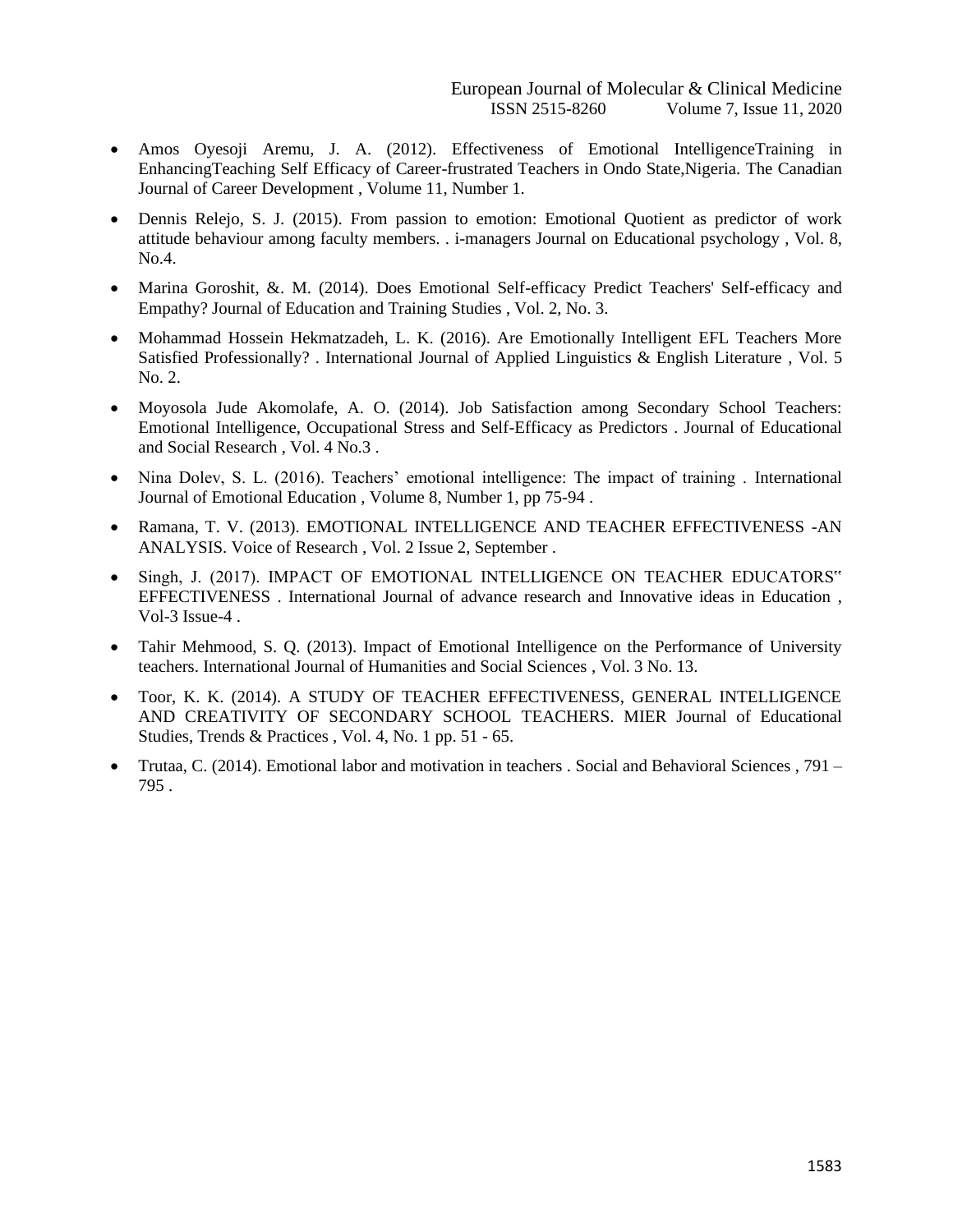- Amos Oyesoji Aremu, J. A. (2012). Effectiveness of Emotional IntelligenceTraining in EnhancingTeaching Self Efficacy of Career-frustrated Teachers in Ondo State,Nigeria. The Canadian Journal of Career Development , Volume 11, Number 1.
- Dennis Relejo, S. J. (2015). From passion to emotion: Emotional Quotient as predictor of work attitude behaviour among faculty members. . i-managers Journal on Educational psychology , Vol. 8, No.4.
- Marina Goroshit, &. M. (2014). Does Emotional Self-efficacy Predict Teachers' Self-efficacy and Empathy? Journal of Education and Training Studies , Vol. 2, No. 3.
- Mohammad Hossein Hekmatzadeh, L. K. (2016). Are Emotionally Intelligent EFL Teachers More Satisfied Professionally? . International Journal of Applied Linguistics & English Literature , Vol. 5 No. 2.
- Moyosola Jude Akomolafe, A. O. (2014). Job Satisfaction among Secondary School Teachers: Emotional Intelligence, Occupational Stress and Self-Efficacy as Predictors . Journal of Educational and Social Research , Vol. 4 No.3 .
- Nina Dolev, S. L. (2016). Teachers' emotional intelligence: The impact of training . International Journal of Emotional Education , Volume 8, Number 1, pp 75-94 .
- Ramana, T. V. (2013). EMOTIONAL INTELLIGENCE AND TEACHER EFFECTIVENESS -AN ANALYSIS. Voice of Research , Vol. 2 Issue 2, September .
- Singh, J. (2017). IMPACT OF EMOTIONAL INTELLIGENCE ON TEACHER EDUCATORS‟ EFFECTIVENESS . International Journal of advance research and Innovative ideas in Education , Vol-3 Issue-4 .
- Tahir Mehmood, S. Q. (2013). Impact of Emotional Intelligence on the Performance of University teachers. International Journal of Humanities and Social Sciences , Vol. 3 No. 13.
- Toor, K. K. (2014). A STUDY OF TEACHER EFFECTIVENESS, GENERAL INTELLIGENCE AND CREATIVITY OF SECONDARY SCHOOL TEACHERS. MIER Journal of Educational Studies, Trends & Practices , Vol. 4, No. 1 pp. 51 - 65.
- Trutaa, C. (2014). Emotional labor and motivation in teachers . Social and Behavioral Sciences , 791 – 795 .